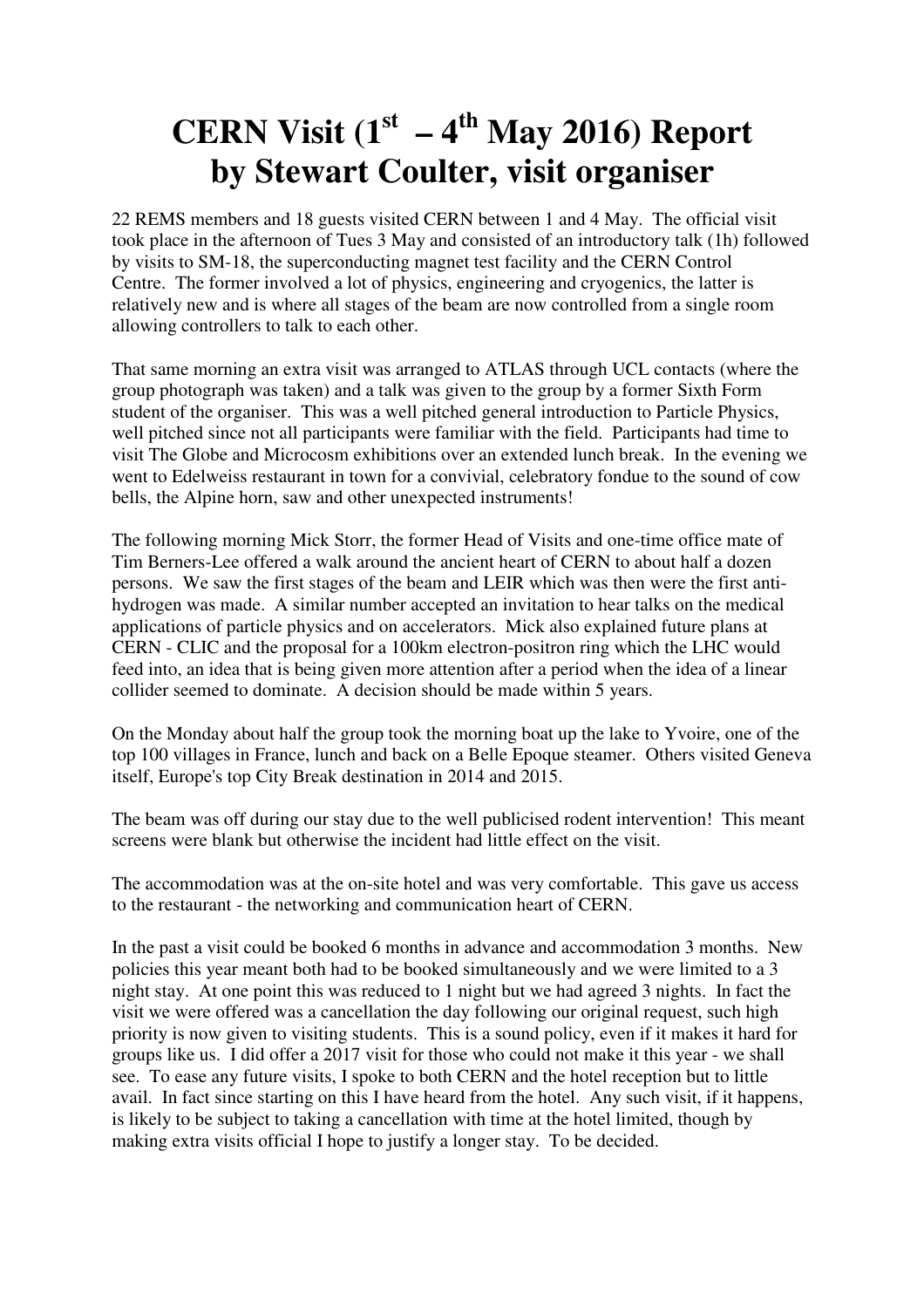# CERN Visit (1st – 4th May 2016) Report by Stewart Coulter, visit organiser

22 REMS members and 18 guests visited CERN between 1 and 4 May. The official visit took place in the afternoon of Tues 3 May and consisted of an introductory talk (1h) followed by visits to SM-18, the superconducting magnet test facility and the CERN Control Centre. The former involved a lot of physics, engineering and cryogenics, the latter is relatively new and is where all stages of the beam are now controlled from a single room allowing controllers to talk to each other.

That same morning an extra visit was arranged to ATLAS through UCL contacts (where the group photograph was taken) and a talk was given to the group by a former Sixth Form student of the organiser. This was a well pitched general introduction to Particle Physics, well pitched since not all participants were familiar with the field. Participants had time to visit The Globe and Microcosm exhibitions over an extended lunch break. In the evening we went to Edelweiss restaurant in town for a convivial, celebratory fondue to the sound of cow bells, the Alpine horn, saw and other unexpected instruments!

The following morning Mick Storr, the former Head of Visits and one-time office mate of Tim Berners-Lee offered a walk around the ancient heart of CERN to about half a dozen persons. We saw the first stages of the beam and LEIR which was then were the first anti-hydrogen was made. A similar number accepted an invitation to hear talks on the medical applications of particle physics and on accelerators. Mick also explained future plans at CERN - CLIC and the proposal for a 100km electron-positron ring which the LHC would feed into, an idea that is being given more attention after a period when the idea of a linear collider seemed to dominate. A decision should be made within 5 years.

On the Monday about half the group took the morning boat up the lake to Yvoire, one of the top 100 villages in France, lunch and back on a Belle Epoque steamer. Others visited Geneva itself, Europe's top City Break destination in 2014 and 2015.

The beam was off during our stay due to the well publicised rodent intervention! This meant screens were blank but otherwise the incident had little effect on the visit.

The accommodation was at the on-site hotel and was very comfortable. This gave us access to the restaurant - the networking and communication heart of CERN.

In the past a visit could be booked 6 months in advance and accommodation 3 months. New policies this year meant both had to be booked simultaneously and we were limited to a 3 night stay. At one point this was reduced to 1 night but we had agreed 3 nights. In fact the visit we were offered was a cancellation the day following our original request, such high priority is now given to visiting students. This is a sound policy, even if it makes it hard for groups like us. I did offer a 2017 visit for those who could not make it this year - we shall see. To ease any future visits, I spoke to both CERN and the hotel reception but to little avail. In fact since starting on this I have heard from the hotel. Any such visit, if it happens, is likely to be subject to taking a cancellation with time at the hotel limited, though by making extra visits official I hope to justify a longer stay. To be decided.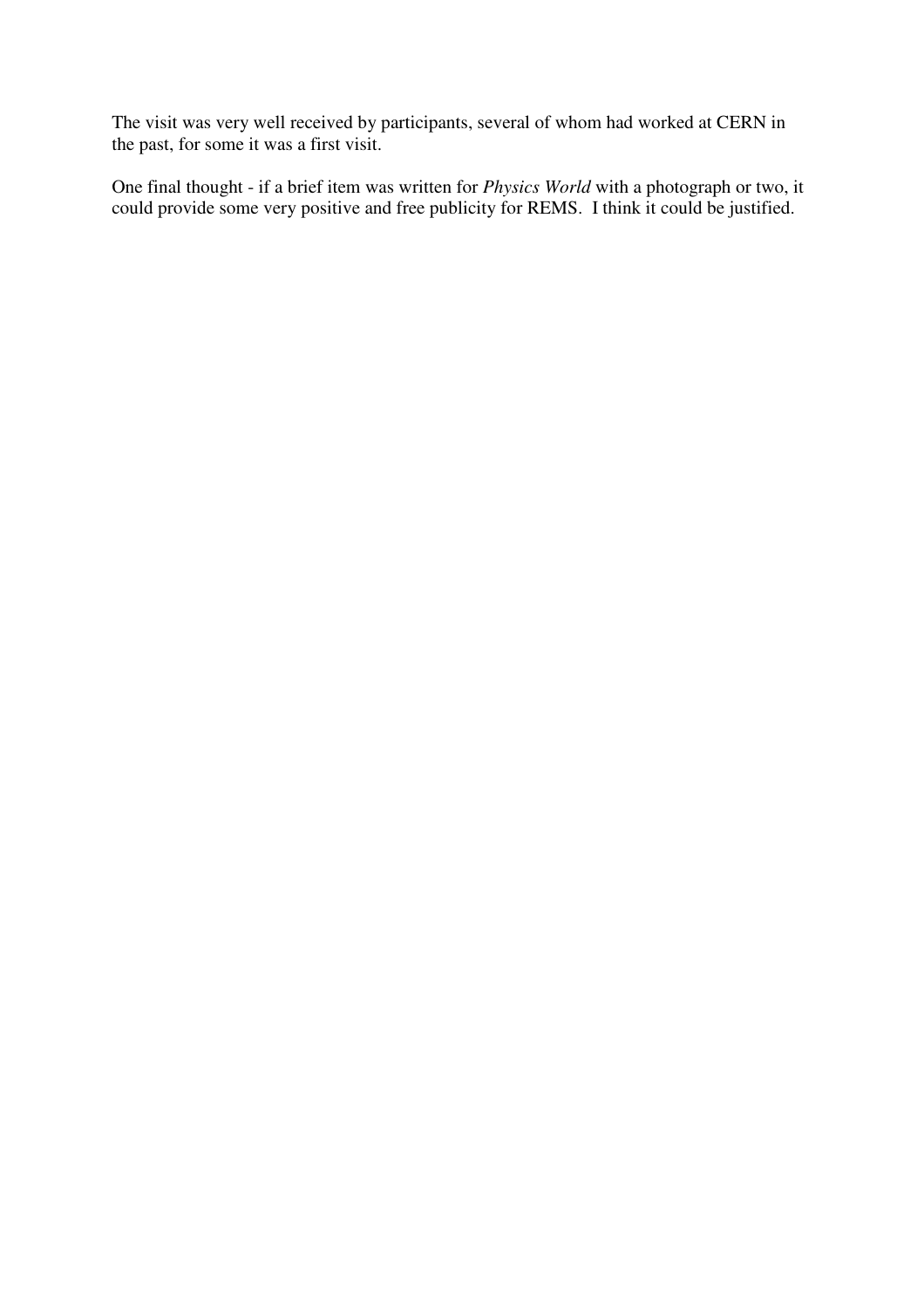The visit was very well received by participants, several of whom had worked at CERN in the past, for some it was a first visit.

One final thought - if a brief item was written for *Physics World* with a photograph or two, it could provide some very positive and free publicity for REMS. I think it could be justified.